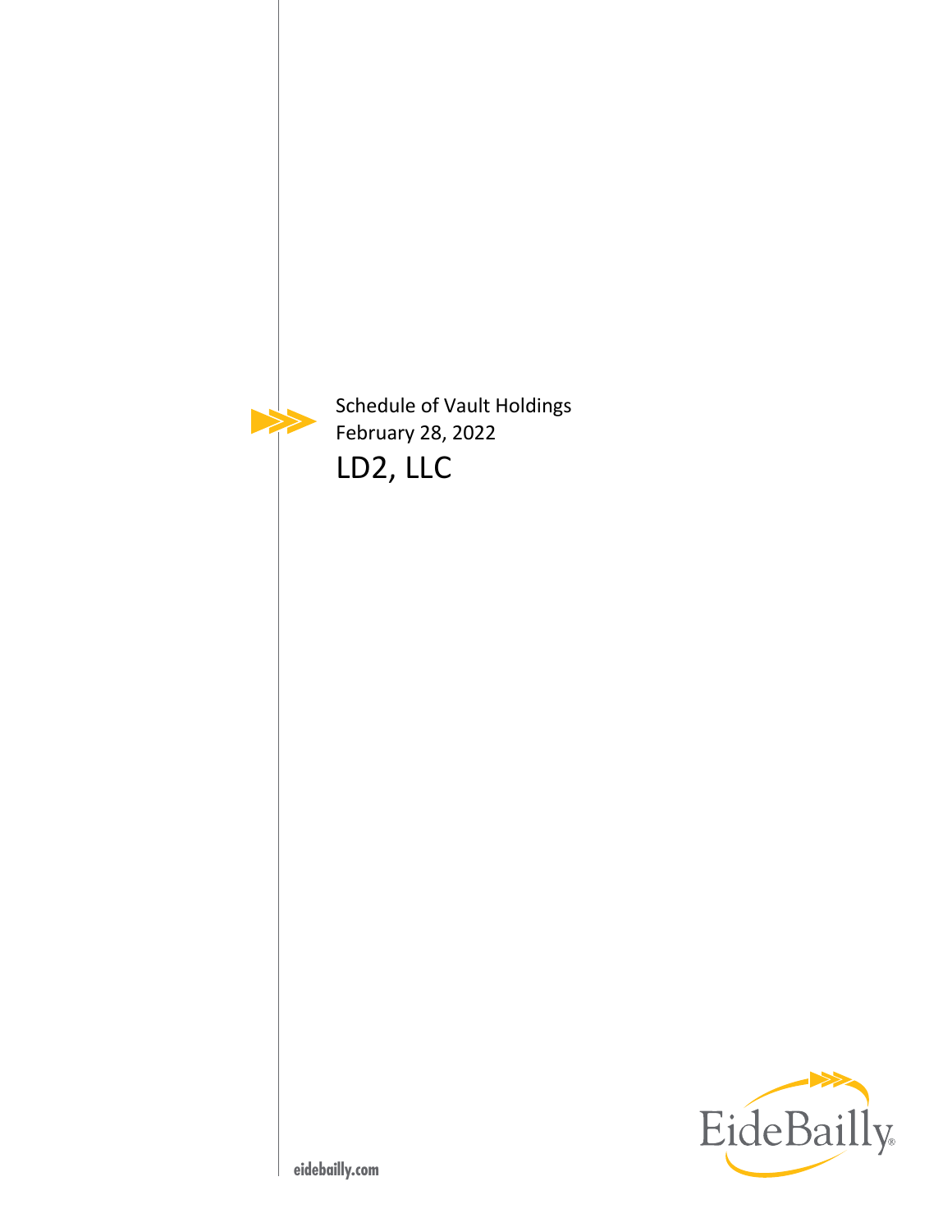Schedule of Vault Holdings

February 28, 2022

# LD2, LLC

EideBailly

eidebailly.com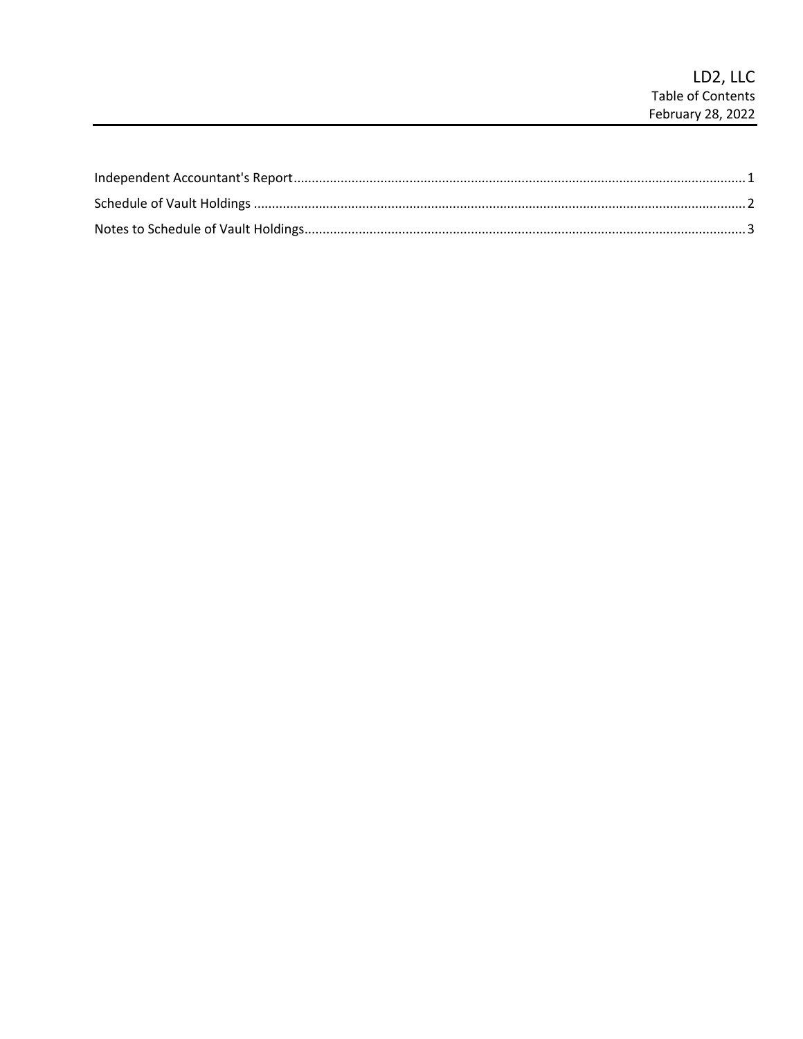# LD2, LLC

Table of Contents

February 28, 2022

Independent Accountant's Report ........................................................................................................................ 1

Schedule of Vault Holdings ................................................................................................................................... 2

Notes to Schedule of Vault Holdings..................................................................................................................... 3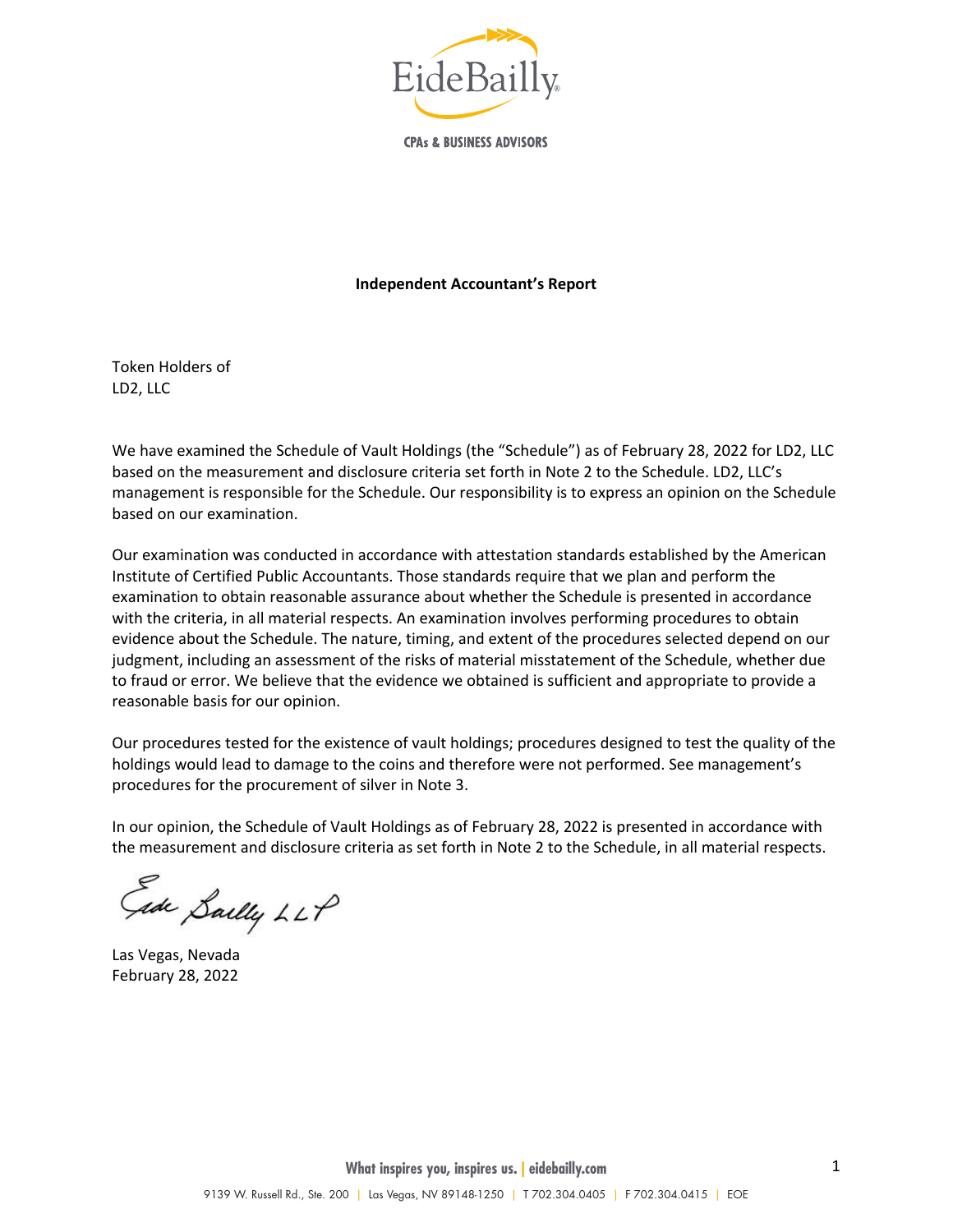**Independent Accountant's Report**

Token Holders of
LD2, LLC

We have examined the Schedule of Vault Holdings (the "Schedule") as of February 28, 2022 for LD2, LLC based on the measurement and disclosure criteria set forth in Note 2 to the Schedule. LD2, LLC's management is responsible for the Schedule. Our responsibility is to express an opinion on the Schedule based on our examination.

Our examination was conducted in accordance with attestation standards established by the American Institute of Certified Public Accountants. Those standards require that we plan and perform the examination to obtain reasonable assurance about whether the Schedule is presented in accordance with the criteria, in all material respects. An examination involves performing procedures to obtain evidence about the Schedule. The nature, timing, and extent of the procedures selected depend on our judgment, including an assessment of the risks of material misstatement of the Schedule, whether due to fraud or error. We believe that the evidence we obtained is sufficient and appropriate to provide a reasonable basis for our opinion.

Our procedures tested for the existence of vault holdings; procedures designed to test the quality of the holdings would lead to damage to the coins and therefore were not performed. See management's procedures for the procurement of silver in Note 3.

In our opinion, the Schedule of Vault Holdings as of February 28, 2022 is presented in accordance with the measurement and disclosure criteria as set forth in Note 2 to the Schedule, in all material respects.

Eide Bailly LLP

Las Vegas, Nevada
February 28, 2022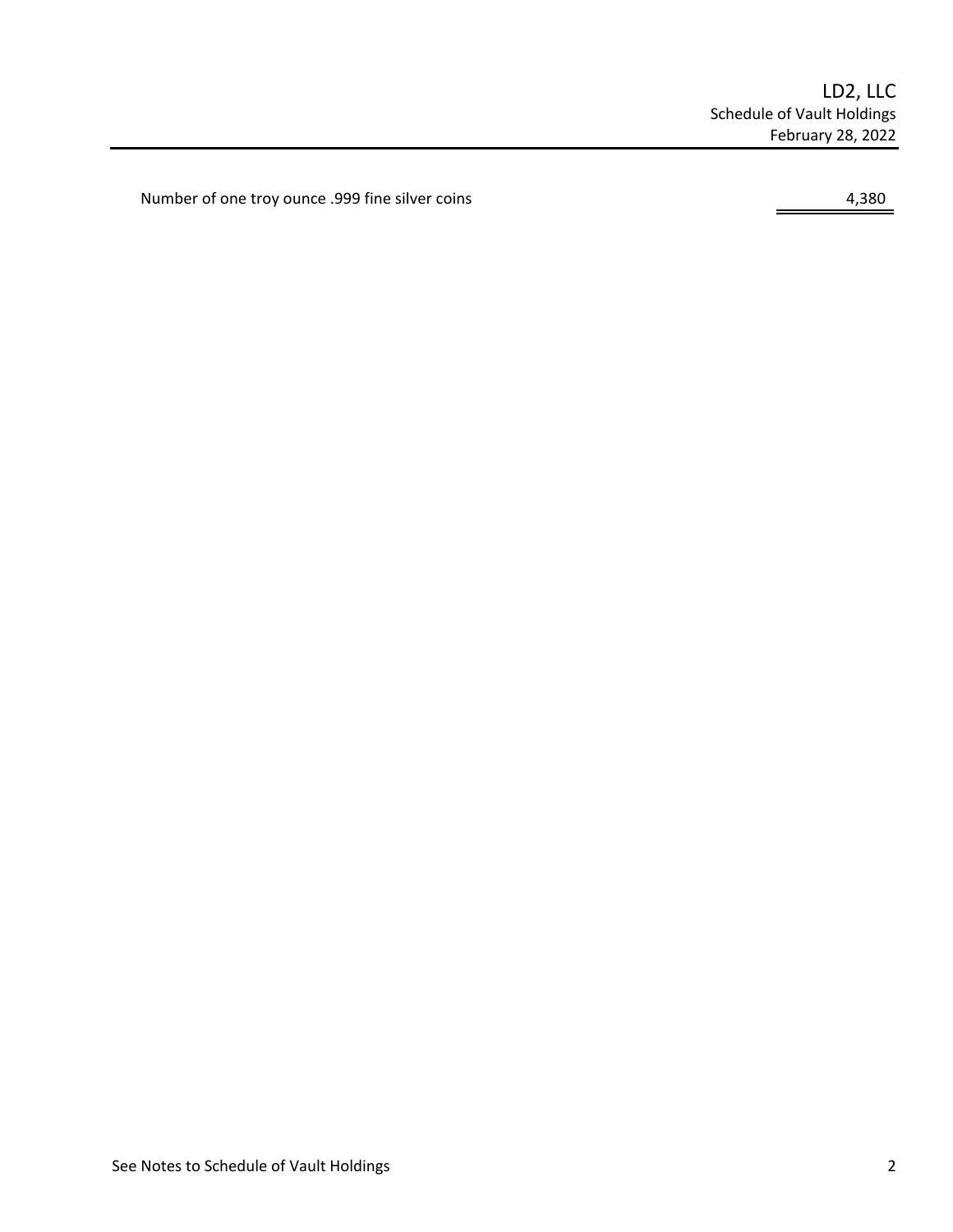# LD2, LLC

## Schedule of Vault Holdings

### February 28, 2022

| | |
|---|---|
| Number of one troy ounce .999 fine silver coins | 4,380 |

See Notes to Schedule of Vault Holdings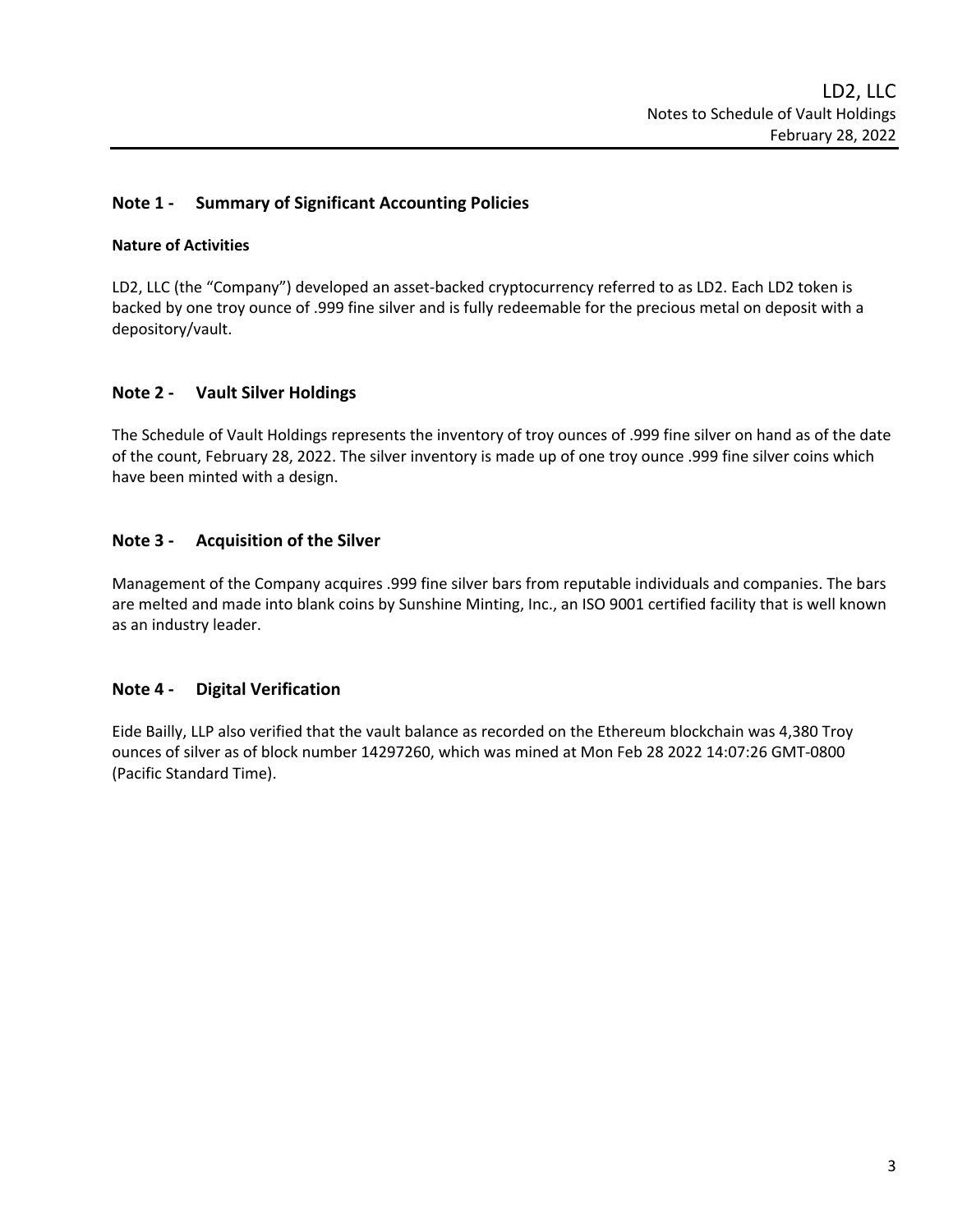LD2, LLC
Notes to Schedule of Vault Holdings
February 28, 2022

## Note 1 - Summary of Significant Accounting Policies

**Nature of Activities**

LD2, LLC (the "Company") developed an asset-backed cryptocurrency referred to as LD2. Each LD2 token is backed by one troy ounce of .999 fine silver and is fully redeemable for the precious metal on deposit with a depository/vault.

## Note 2 - Vault Silver Holdings

The Schedule of Vault Holdings represents the inventory of troy ounces of .999 fine silver on hand as of the date of the count, February 28, 2022. The silver inventory is made up of one troy ounce .999 fine silver coins which have been minted with a design.

## Note 3 - Acquisition of the Silver

Management of the Company acquires .999 fine silver bars from reputable individuals and companies. The bars are melted and made into blank coins by Sunshine Minting, Inc., an ISO 9001 certified facility that is well known as an industry leader.

## Note 4 - Digital Verification

Eide Bailly, LLP also verified that the vault balance as recorded on the Ethereum blockchain was 4,380 Troy ounces of silver as of block number 14297260, which was mined at Mon Feb 28 2022 14:07:26 GMT-0800 (Pacific Standard Time).